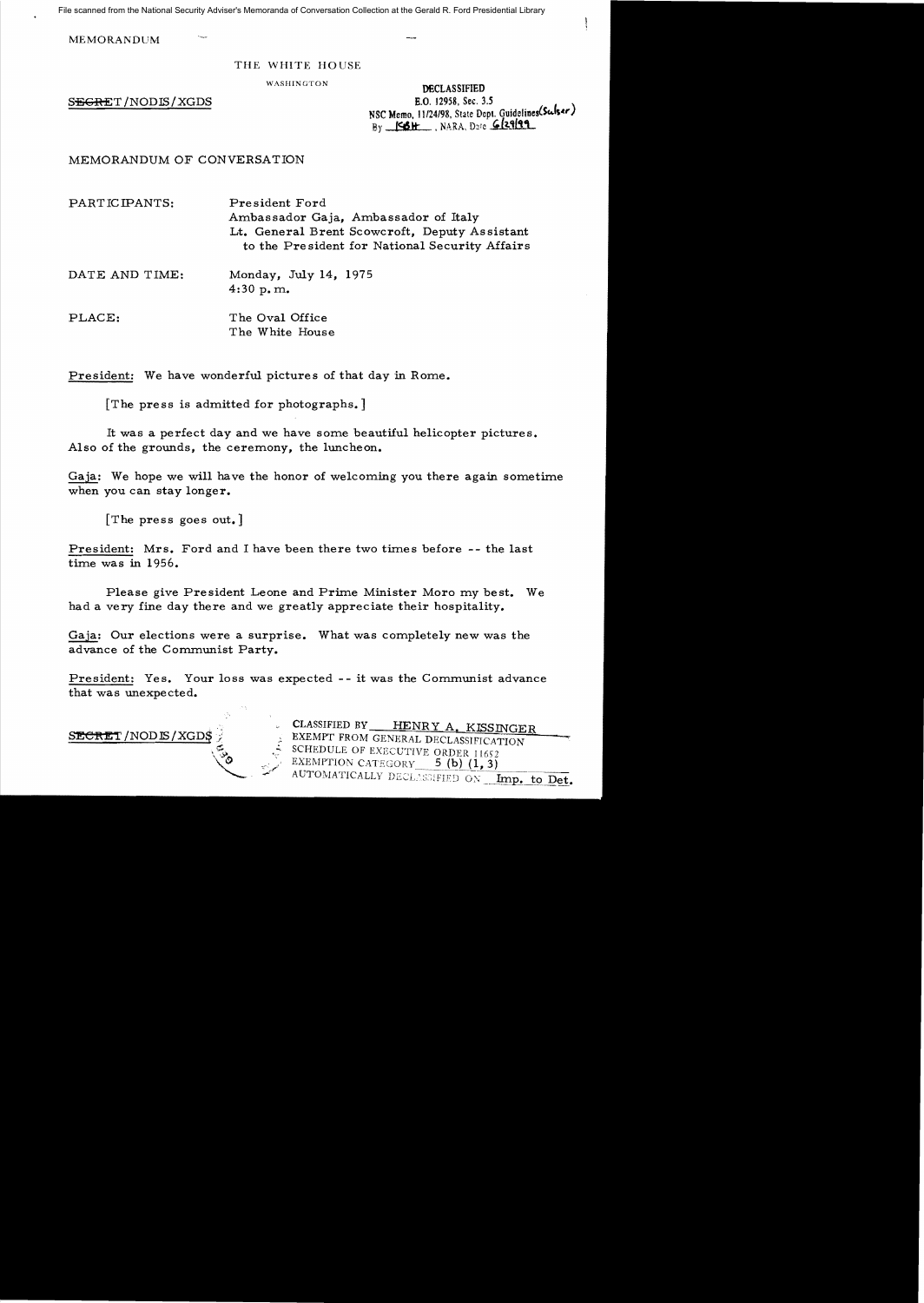File scanned from the National Security Adviser's Memoranda of Conversation Collection at the Gerald R. Ford Presidential Library

MEMORANDUM

THE WHITE HOUSE

WASHINGTON

~~SECRET~~/NODIS/XGDS

DECLASSIFIED
E.O. 12958, Sec. 3.5
NSC Memo, 11/24/98, State Dept. Guidelines(Sulser)
By KBH, NARA, Date 6/29/99

MEMORANDUM OF CONVERSATION

PARTICIPANTS: President Ford
Ambassador Gaja, Ambassador of Italy
Lt. General Brent Scowcroft, Deputy Assistant to the President for National Security Affairs

DATE AND TIME: Monday, July 14, 1975
4:30 p.m.

PLACE: The Oval Office
The White House

President: We have wonderful pictures of that day in Rome.

[The press is admitted for photographs.]

It was a perfect day and we have some beautiful helicopter pictures. Also of the grounds, the ceremony, the luncheon.

Gaja: We hope we will have the honor of welcoming you there again sometime when you can stay longer.

[The press goes out.]

President: Mrs. Ford and I have been there two times before -- the last time was in 1956.

Please give President Leone and Prime Minister Moro my best. We had a very fine day there and we greatly appreciate their hospitality.

Gaja: Our elections were a surprise. What was completely new was the advance of the Communist Party.

President: Yes. Your loss was expected -- it was the Communist advance that was unexpected.

~~SECRET~~/NODIS/XGDS

CLASSIFIED BY HENRY A. KISSINGER
EXEMPT FROM GENERAL DECLASSIFICATION
SCHEDULE OF EXECUTIVE ORDER 11652
EXEMPTION CATEGORY 5 (b) (1, 3)
AUTOMATICALLY DECLASSIFIED ON Imp. to Det.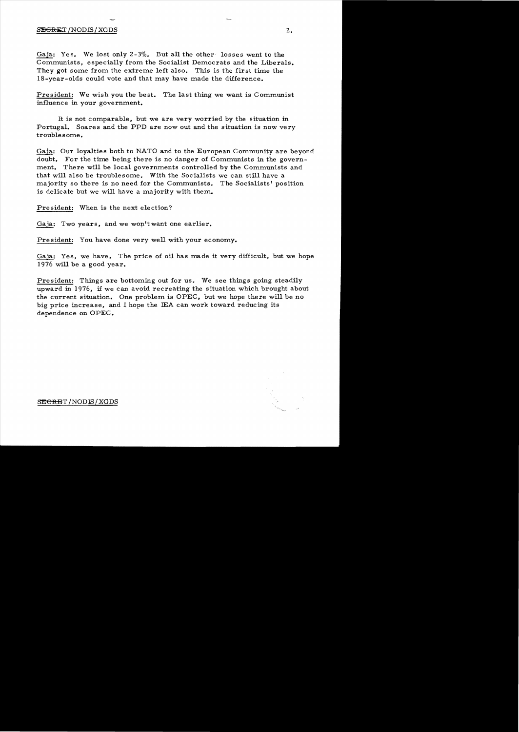Gaja: Yes. We lost only 2-3%. But all the other losses went to the Communists, especially from the Socialist Democrats and the Liberals. They got some from the extreme left also. This is the first time the 18-year-olds could vote and that may have made the difference.

President: We wish you the best. The last thing we want is Communist influence in your government.

It is not comparable, but we are very worried by the situation in Portugal. Soares and the PPD are now out and the situation is now very troublesome.

Gaja: Our loyalties both to NATO and to the European Community are beyond doubt. For the time being there is no danger of Communists in the government. There will be local governments controlled by the Communists and that will also be troublesome. With the Socialists we can still have a majority so there is no need for the Communists. The Socialists' position is delicate but we will have a majority with them.

President: When is the next election?

Gaja: Two years, and we won't want one earlier.

President: You have done very well with your economy.

Gaja: Yes, we have. The price of oil has made it very difficult, but we hope 1976 will be a good year.

President: Things are bottoming out for us. We see things going steadily upward in 1976, if we can avoid recreating the situation which brought about the current situation. One problem is OPEC, but we hope there will be no big price increase, and I hope the IEA can work toward reducing its dependence on OPEC.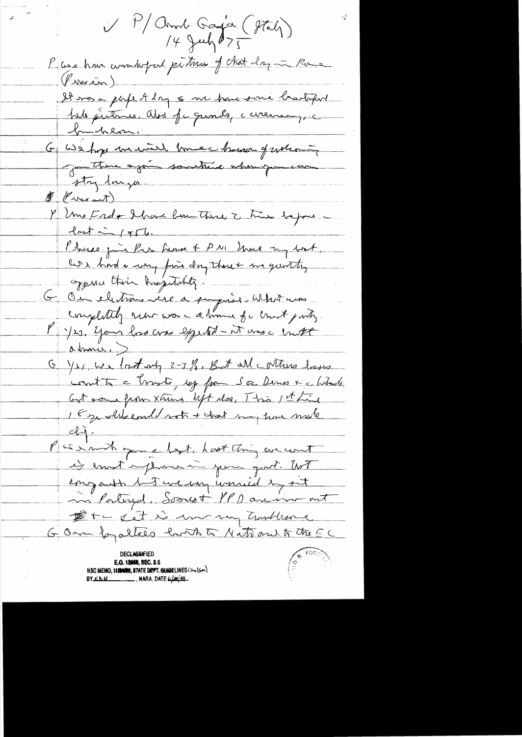✓ P/ Amb Gaja (Italy)
14 July '75

P We have wonderful pictures of that day in Rome (Person).

It was a perfect day & we have some beautiful hole pictures. Also of grounds, ceremony, & luncheon.

G We hope we will have a chance of welcoming you there again sometime when you can stay longer.

# (Present)

P Mrs Ford & I have been there 2 times before — last in 1956.

Please give Pres Leone & PM Moro my best. We had a very fine day there & we greatly appreciate their hospitality.

G Our elections were a surprise. What was completely new was a advance of Communist party.

P Yes. Your loss was expected — it was Communist advance.

G Yes, we lost only 2-3%. But all other losses went to Communists, esp from Soc Dems & liberals. Got some from Xtians left also. This 1st time 18 yr olds could vote & that may have made diff.

P We watched your election. Last thing we want is Communist influence in your govt. Not engaged but we very worried by it in Portugal. Soares & PPD are now out & the left is now very troublesome.

G Our loyalties both to NATO and to the EC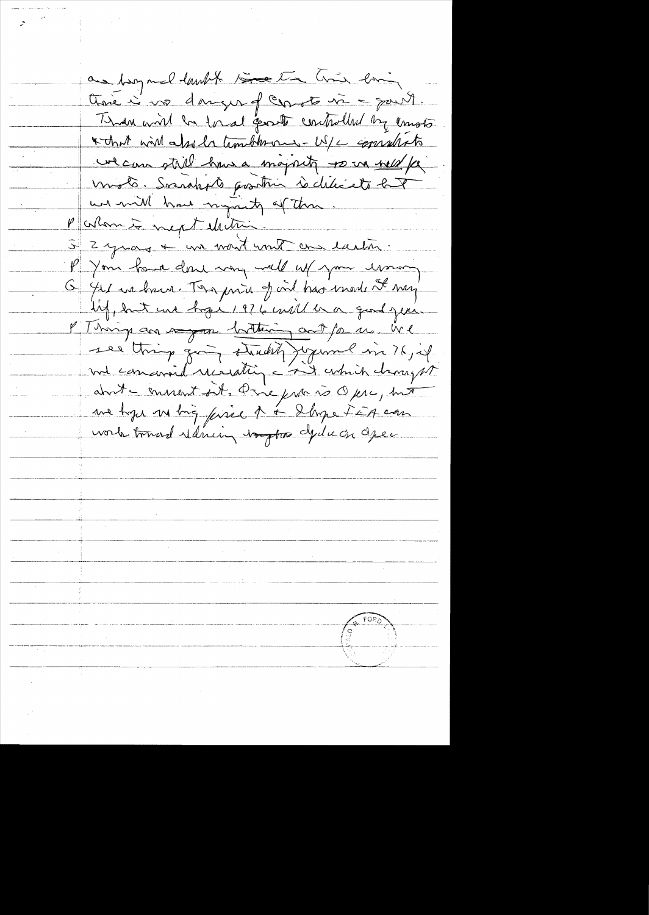are beyond doubt since the Communist bring there is no danger of Communists in government. There will be local government controlled by Communists & that will also be troublesome. W/ Socialists we can still have a majority so we hold the most. Socialists position is delicate but we will have majority of them.

P When is next election.

S 2 years & we won't want an election.

P You have done very well w/ your economy.

G Yes we have. The price of oil has made it very tough, but we hope 1976 will be a good year.

P Things are beginning to look better for us. We see things going steadily upward in 76, if not concerned re escalating — that which brought about recent situation. One problem is OPEC, but we hope no big price ↑ & I hope IEA can work toward reducing dependence on OPEC.